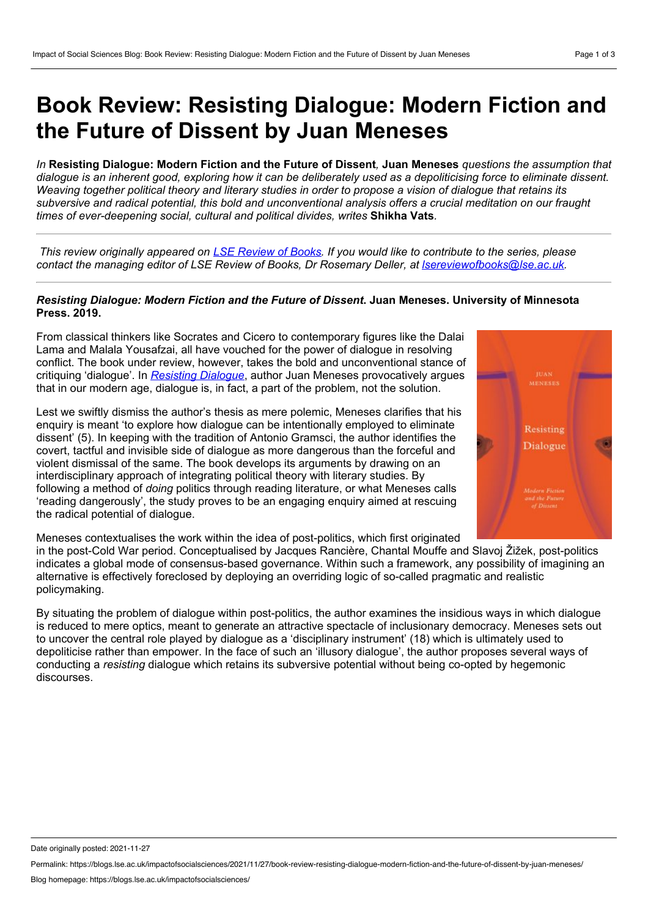# Book Review: Resisting Dialogue: Modern Fiction and the Future of Dissent by Juan Meneses

*In* **Resisting Dialogue: Modern Fiction and the Future of Dissent***,* **Juan Meneses** *questions the assumption that dialogue is an inherent good, exploring how it can be deliberately used as a depoliticising force to eliminate dissent. Weaving together political theory and literary studies in order to propose a vision of dialogue that retains its subversive and radical potential, this bold and unconventional analysis offers a crucial meditation on our fraught times of ever-deepening social, cultural and political divides, writes* **Shikha Vats***.*

---

*This review originally appeared on [LSE Review of Books](). If you would like to contribute to the series, please contact the managing editor of LSE Review of Books, Dr Rosemary Deller, at [lsereviewofbooks@lse.ac.uk]().*

---

***Resisting Dialogue: Modern Fiction and the Future of Dissent*. Juan Meneses. University of Minnesota Press. 2019.**

From classical thinkers like Socrates and Cicero to contemporary figures like the Dalai Lama and Malala Yousafzai, all have vouched for the power of dialogue in resolving conflict. The book under review, however, takes the bold and unconventional stance of critiquing 'dialogue'. In *[Resisting Dialogue]()*, author Juan Meneses provocatively argues that in our modern age, dialogue is, in fact, a part of the problem, not the solution.

Lest we swiftly dismiss the author's thesis as mere polemic, Meneses clarifies that his enquiry is meant 'to explore how dialogue can be intentionally employed to eliminate dissent' (5). In keeping with the tradition of Antonio Gramsci, the author identifies the covert, tactful and invisible side of dialogue as more dangerous than the forceful and violent dismissal of the same. The book develops its arguments by drawing on an interdisciplinary approach of integrating political theory with literary studies. By following a method of *doing* politics through reading literature, or what Meneses calls 'reading dangerously', the study proves to be an engaging enquiry aimed at rescuing the radical potential of dialogue.

Meneses contextualises the work within the idea of post-politics, which first originated in the post-Cold War period. Conceptualised by Jacques Rancière, Chantal Mouffe and Slavoj Žižek, post-politics indicates a global mode of consensus-based governance. Within such a framework, any possibility of imagining an alternative is effectively foreclosed by deploying an overriding logic of so-called pragmatic and realistic policymaking.

By situating the problem of dialogue within post-politics, the author examines the insidious ways in which dialogue is reduced to mere optics, meant to generate an attractive spectacle of inclusionary democracy. Meneses sets out to uncover the central role played by dialogue as a 'disciplinary instrument' (18) which is ultimately used to depoliticise rather than empower. In the face of such an 'illusory dialogue', the author proposes several ways of conducting a *resisting* dialogue which retains its subversive potential without being co-opted by hegemonic discourses.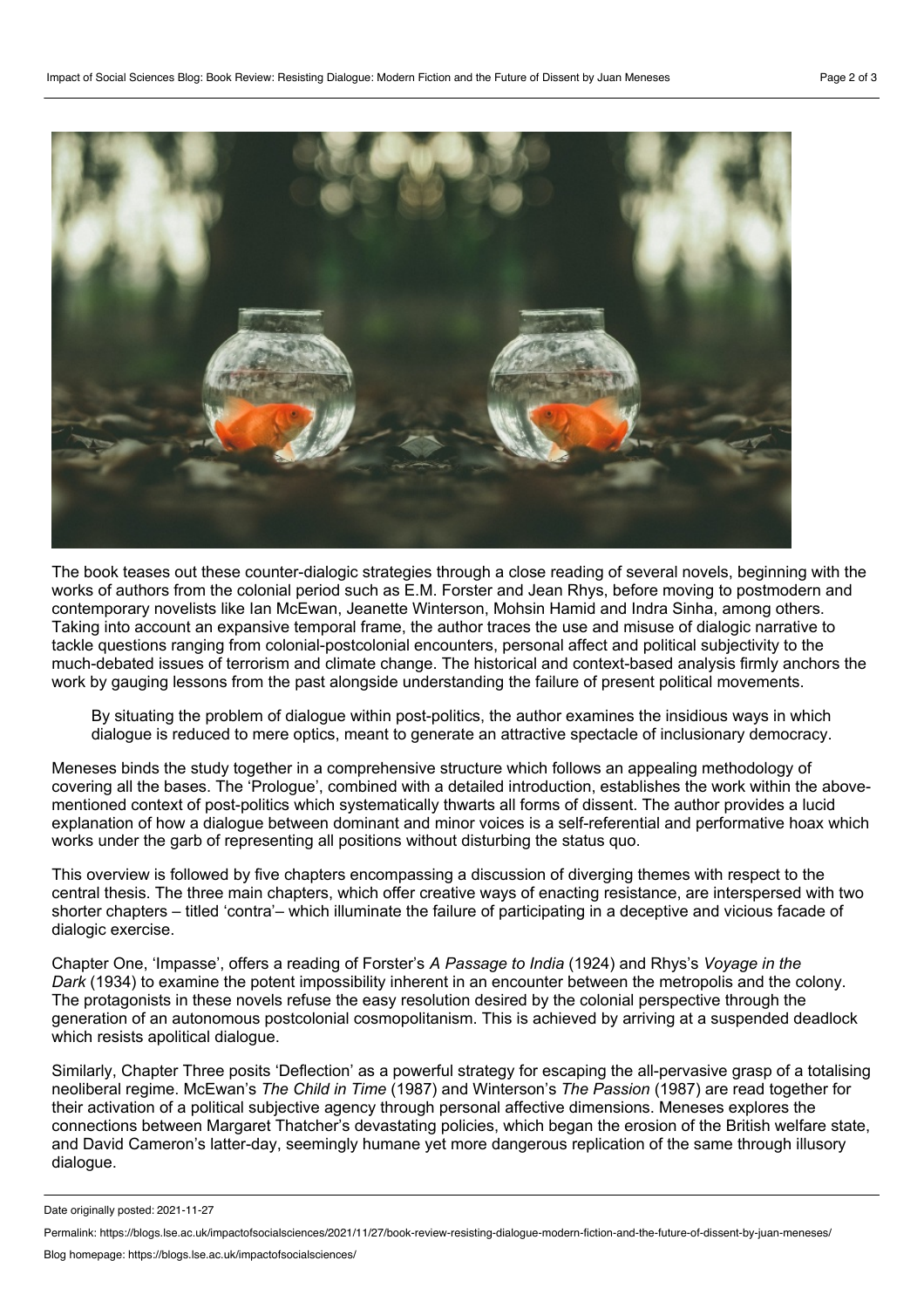The book teases out these counter-dialogic strategies through a close reading of several novels, beginning with the works of authors from the colonial period such as E.M. Forster and Jean Rhys, before moving to postmodern and contemporary novelists like Ian McEwan, Jeanette Winterson, Mohsin Hamid and Indra Sinha, among others. Taking into account an expansive temporal frame, the author traces the use and misuse of dialogic narrative to tackle questions ranging from colonial-postcolonial encounters, personal affect and political subjectivity to the much-debated issues of terrorism and climate change. The historical and context-based analysis firmly anchors the work by gauging lessons from the past alongside understanding the failure of present political movements.

> By situating the problem of dialogue within post-politics, the author examines the insidious ways in which dialogue is reduced to mere optics, meant to generate an attractive spectacle of inclusionary democracy.

Meneses binds the study together in a comprehensive structure which follows an appealing methodology of covering all the bases. The 'Prologue', combined with a detailed introduction, establishes the work within the above-mentioned context of post-politics which systematically thwarts all forms of dissent. The author provides a lucid explanation of how a dialogue between dominant and minor voices is a self-referential and performative hoax which works under the garb of representing all positions without disturbing the status quo.

This overview is followed by five chapters encompassing a discussion of diverging themes with respect to the central thesis. The three main chapters, which offer creative ways of enacting resistance, are interspersed with two shorter chapters – titled 'contra'– which illuminate the failure of participating in a deceptive and vicious facade of dialogic exercise.

Chapter One, 'Impasse', offers a reading of Forster's *A Passage to India* (1924) and Rhys's *Voyage in the Dark* (1934) to examine the potent impossibility inherent in an encounter between the metropolis and the colony. The protagonists in these novels refuse the easy resolution desired by the colonial perspective through the generation of an autonomous postcolonial cosmopolitanism. This is achieved by arriving at a suspended deadlock which resists apolitical dialogue.

Similarly, Chapter Three posits 'Deflection' as a powerful strategy for escaping the all-pervasive grasp of a totalising neoliberal regime. McEwan's *The Child in Time* (1987) and Winterson's *The Passion* (1987) are read together for their activation of a political subjective agency through personal affective dimensions. Meneses explores the connections between Margaret Thatcher's devastating policies, which began the erosion of the British welfare state, and David Cameron's latter-day, seemingly humane yet more dangerous replication of the same through illusory dialogue.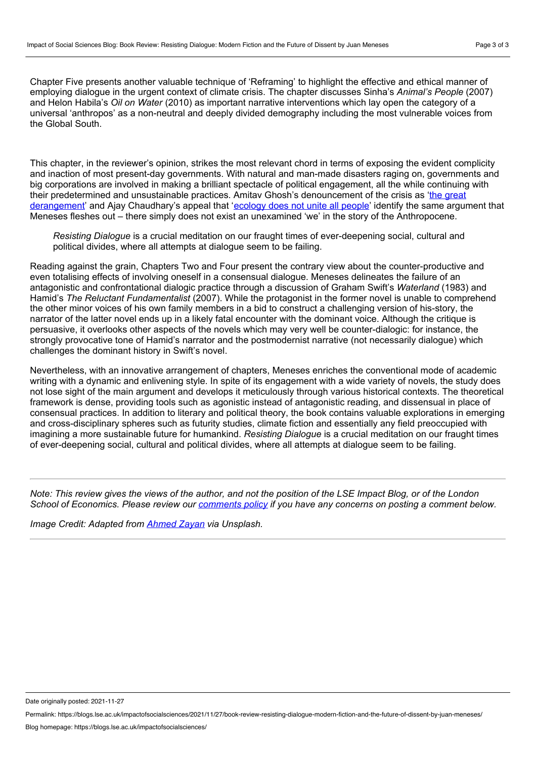Chapter Five presents another valuable technique of 'Reframing' to highlight the effective and ethical manner of employing dialogue in the urgent context of climate crisis. The chapter discusses Sinha's *Animal's People* (2007) and Helon Habila's *Oil on Water* (2010) as important narrative interventions which lay open the category of a universal 'anthropos' as a non-neutral and deeply divided demography including the most vulnerable voices from the Global South.

This chapter, in the reviewer's opinion, strikes the most relevant chord in terms of exposing the evident complicity and inaction of most present-day governments. With natural and man-made disasters raging on, governments and big corporations are involved in making a brilliant spectacle of political engagement, all the while continuing with their predetermined and unsustainable practices. Amitav Ghosh's denouncement of the crisis as '[the great derangement](#)' and Ajay Chaudhary's appeal that '[ecology does not unite all people](#)' identify the same argument that Meneses fleshes out – there simply does not exist an unexamined 'we' in the story of the Anthropocene.

> *Resisting Dialogue* is a crucial meditation on our fraught times of ever-deepening social, cultural and political divides, where all attempts at dialogue seem to be failing.

Reading against the grain, Chapters Two and Four present the contrary view about the counter-productive and even totalising effects of involving oneself in a consensual dialogue. Meneses delineates the failure of an antagonistic and confrontational dialogic practice through a discussion of Graham Swift's *Waterland* (1983) and Hamid's *The Reluctant Fundamentalist* (2007). While the protagonist in the former novel is unable to comprehend the other minor voices of his own family members in a bid to construct a challenging version of his-story, the narrator of the latter novel ends up in a likely fatal encounter with the dominant voice. Although the critique is persuasive, it overlooks other aspects of the novels which may very well be counter-dialogic: for instance, the strongly provocative tone of Hamid's narrator and the postmodernist narrative (not necessarily dialogue) which challenges the dominant history in Swift's novel.

Nevertheless, with an innovative arrangement of chapters, Meneses enriches the conventional mode of academic writing with a dynamic and enlivening style. In spite of its engagement with a wide variety of novels, the study does not lose sight of the main argument and develops it meticulously through various historical contexts. The theoretical framework is dense, providing tools such as agonistic instead of antagonistic reading, and dissensual in place of consensual practices. In addition to literary and political theory, the book contains valuable explorations in emerging and cross-disciplinary spheres such as futurity studies, climate fiction and essentially any field preoccupied with imagining a more sustainable future for humankind. *Resisting Dialogue* is a crucial meditation on our fraught times of ever-deepening social, cultural and political divides, where all attempts at dialogue seem to be failing.

---

*Note: This review gives the views of the author, and not the position of the LSE Impact Blog, or of the London School of Economics. Please review our [comments policy](#) if you have any concerns on posting a comment below.*

*Image Credit: Adapted from [Ahmed Zayan](#) via Unsplash.*

---

Date originally posted: 2021-11-27

Permalink: https://blogs.lse.ac.uk/impactofsocialsciences/2021/11/27/book-review-resisting-dialogue-modern-fiction-and-the-future-of-dissent-by-juan-meneses/

Blog homepage: https://blogs.lse.ac.uk/impactofsocialsciences/